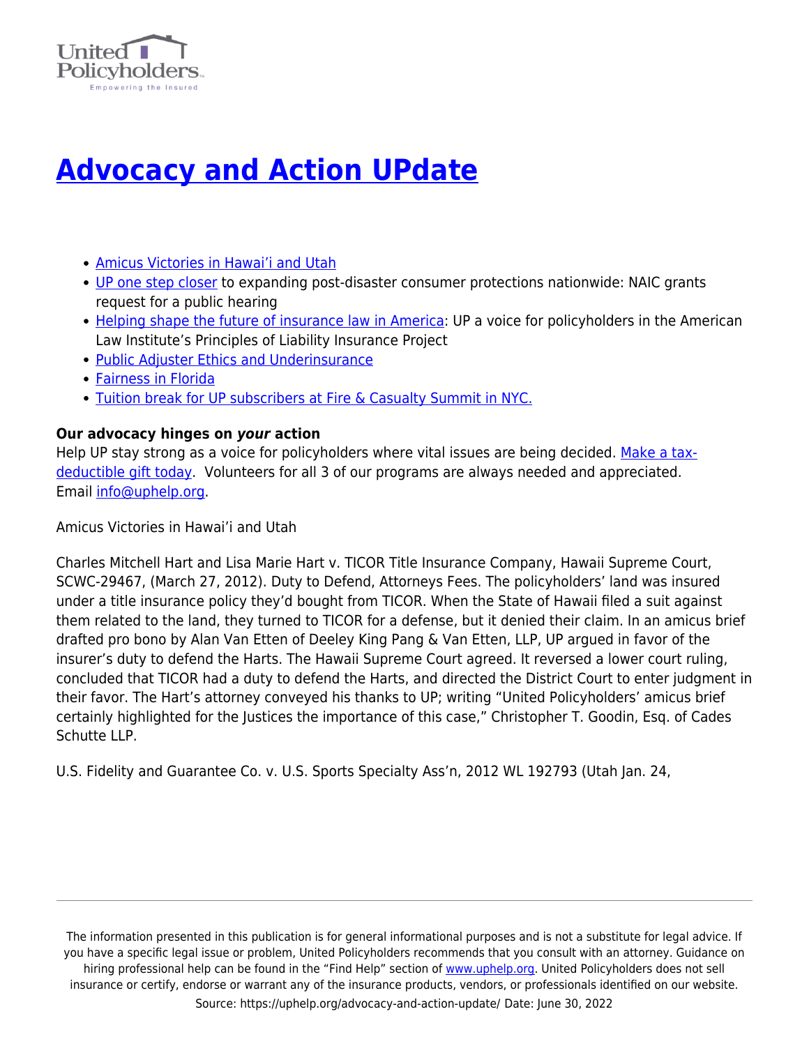# Advocacy and Action UPdate

- Amicus Victories in Hawai'i and Utah
- UP one step closer to expanding post-disaster consumer protections nationwide: NAIC grants request for a public hearing
- Helping shape the future of insurance law in America: UP a voice for policyholders in the American Law Institute's Principles of Liability Insurance Project
- Public Adjuster Ethics and Underinsurance
- Fairness in Florida
- Tuition break for UP subscribers at Fire & Casualty Summit in NYC.

**Our advocacy hinges on *your* action**
Help UP stay strong as a voice for policyholders where vital issues are being decided. Make a tax-deductible gift today. Volunteers for all 3 of our programs are always needed and appreciated. Email info@uphelp.org.

Amicus Victories in Hawai'i and Utah

Charles Mitchell Hart and Lisa Marie Hart v. TICOR Title Insurance Company, Hawaii Supreme Court, SCWC-29467, (March 27, 2012). Duty to Defend, Attorneys Fees. The policyholders' land was insured under a title insurance policy they'd bought from TICOR. When the State of Hawaii filed a suit against them related to the land, they turned to TICOR for a defense, but it denied their claim. In an amicus brief drafted pro bono by Alan Van Etten of Deeley King Pang & Van Etten, LLP, UP argued in favor of the insurer's duty to defend the Harts. The Hawaii Supreme Court agreed. It reversed a lower court ruling, concluded that TICOR had a duty to defend the Harts, and directed the District Court to enter judgment in their favor. The Hart's attorney conveyed his thanks to UP; writing "United Policyholders' amicus brief certainly highlighted for the Justices the importance of this case," Christopher T. Goodin, Esq. of Cades Schutte LLP.

U.S. Fidelity and Guarantee Co. v. U.S. Sports Specialty Ass'n, 2012 WL 192793 (Utah Jan. 24,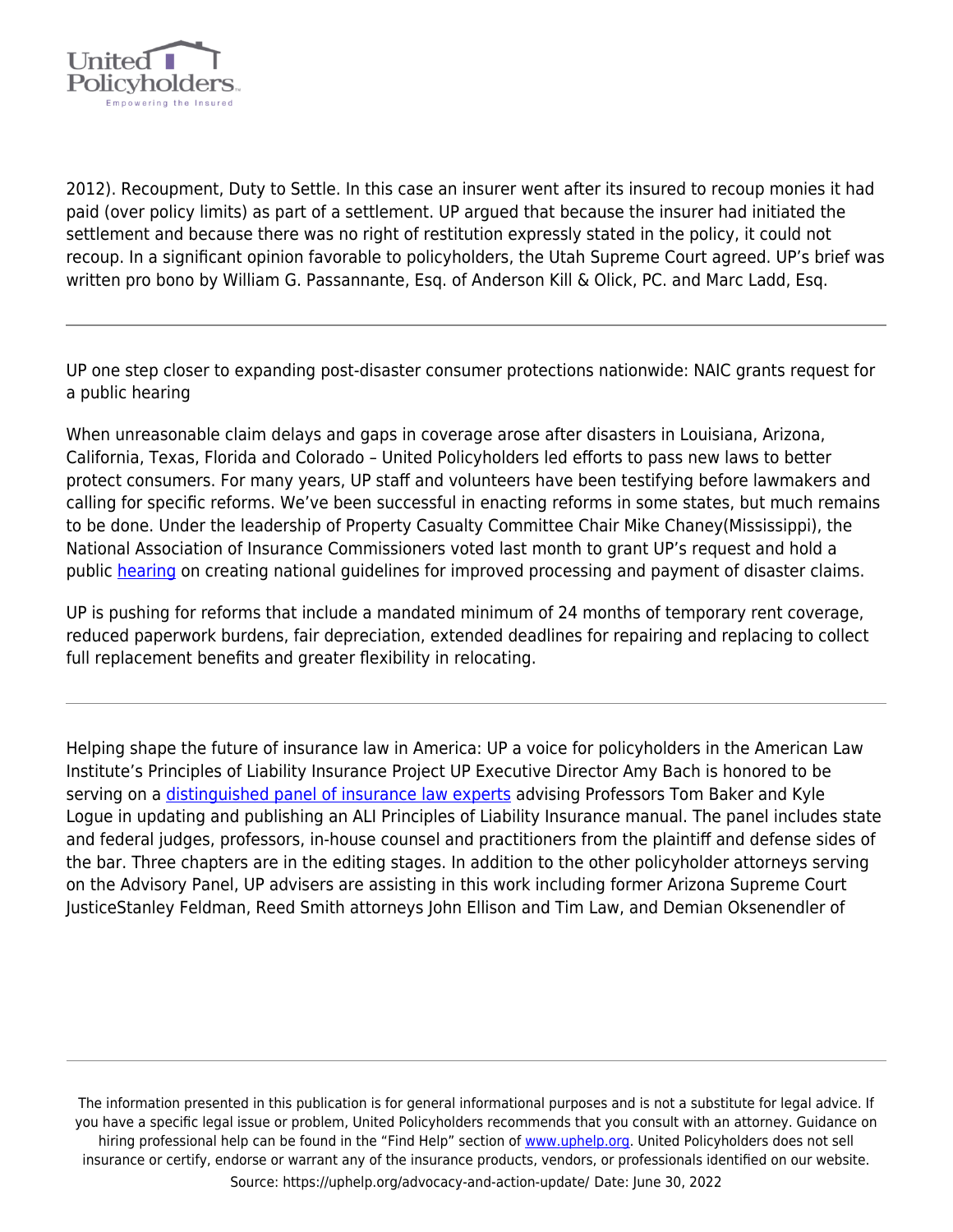2012). Recoupment, Duty to Settle. In this case an insurer went after its insured to recoup monies it had paid (over policy limits) as part of a settlement. UP argued that because the insurer had initiated the settlement and because there was no right of restitution expressly stated in the policy, it could not recoup. In a significant opinion favorable to policyholders, the Utah Supreme Court agreed. UP's brief was written pro bono by William G. Passannante, Esq. of Anderson Kill & Olick, PC. and Marc Ladd, Esq.

---

UP one step closer to expanding post-disaster consumer protections nationwide: NAIC grants request for a public hearing

When unreasonable claim delays and gaps in coverage arose after disasters in Louisiana, Arizona, California, Texas, Florida and Colorado – United Policyholders led efforts to pass new laws to better protect consumers. For many years, UP staff and volunteers have been testifying before lawmakers and calling for specific reforms. We've been successful in enacting reforms in some states, but much remains to be done. Under the leadership of Property Casualty Committee Chair Mike Chaney(Mississippi), the National Association of Insurance Commissioners voted last month to grant UP's request and hold a public hearing on creating national guidelines for improved processing and payment of disaster claims.

UP is pushing for reforms that include a mandated minimum of 24 months of temporary rent coverage, reduced paperwork burdens, fair depreciation, extended deadlines for repairing and replacing to collect full replacement benefits and greater flexibility in relocating.

---

Helping shape the future of insurance law in America: UP a voice for policyholders in the American Law Institute's Principles of Liability Insurance Project UP Executive Director Amy Bach is honored to be serving on a distinguished panel of insurance law experts advising Professors Tom Baker and Kyle Logue in updating and publishing an ALI Principles of Liability Insurance manual. The panel includes state and federal judges, professors, in-house counsel and practitioners from the plaintiff and defense sides of the bar. Three chapters are in the editing stages. In addition to the other policyholder attorneys serving on the Advisory Panel, UP advisers are assisting in this work including former Arizona Supreme Court JusticeStanley Feldman, Reed Smith attorneys John Ellison and Tim Law, and Demian Oksenendler of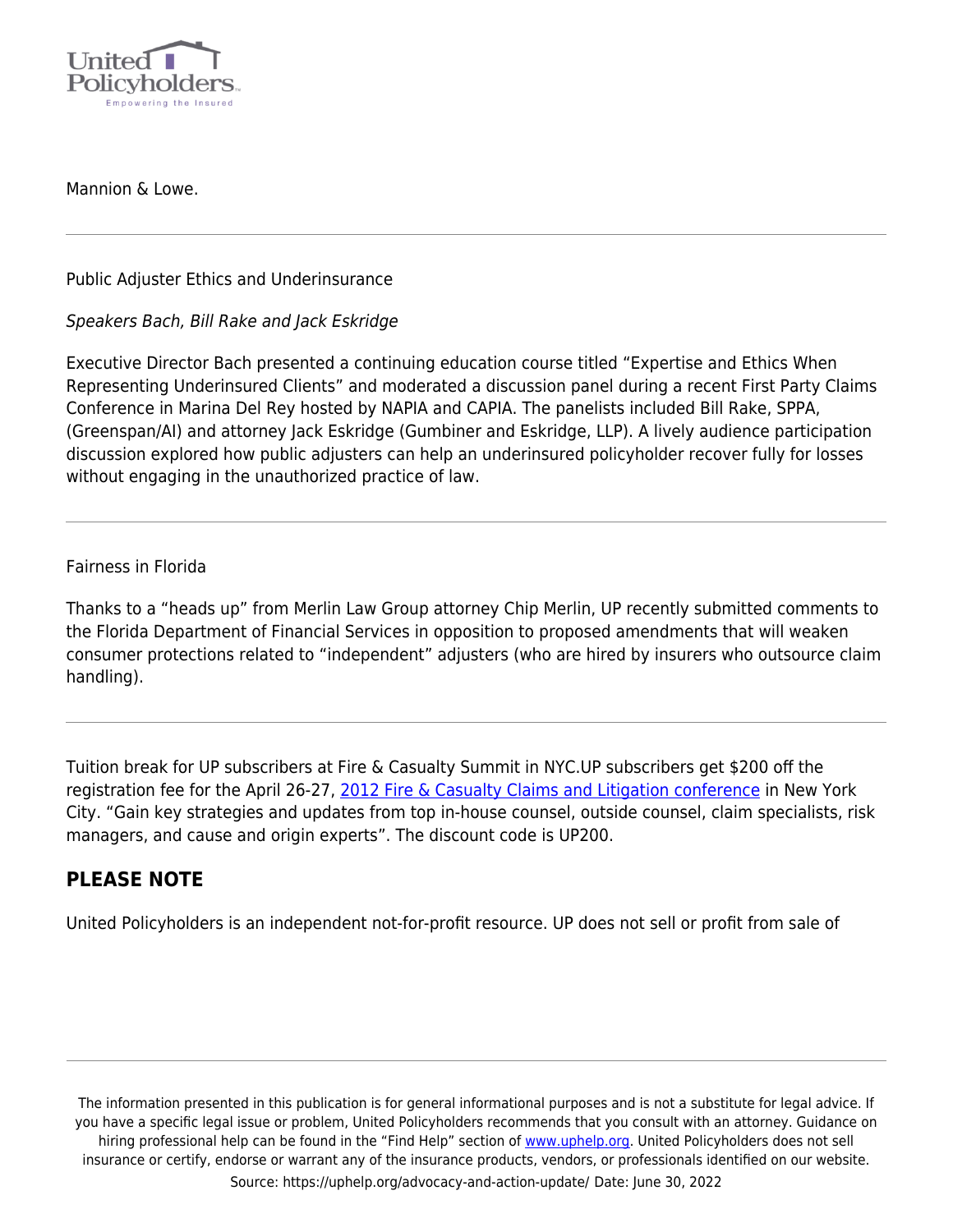Mannion & Lowe.

---

Public Adjuster Ethics and Underinsurance

*Speakers Bach, Bill Rake and Jack Eskridge*

Executive Director Bach presented a continuing education course titled "Expertise and Ethics When Representing Underinsured Clients" and moderated a discussion panel during a recent First Party Claims Conference in Marina Del Rey hosted by NAPIA and CAPIA. The panelists included Bill Rake, SPPA, (Greenspan/AI) and attorney Jack Eskridge (Gumbiner and Eskridge, LLP). A lively audience participation discussion explored how public adjusters can help an underinsured policyholder recover fully for losses without engaging in the unauthorized practice of law.

---

Fairness in Florida

Thanks to a "heads up" from Merlin Law Group attorney Chip Merlin, UP recently submitted comments to the Florida Department of Financial Services in opposition to proposed amendments that will weaken consumer protections related to "independent" adjusters (who are hired by insurers who outsource claim handling).

---

Tuition break for UP subscribers at Fire & Casualty Summit in NYC.UP subscribers get $200 off the registration fee for the April 26-27, 2012 Fire & Casualty Claims and Litigation conference in New York City. "Gain key strategies and updates from top in-house counsel, outside counsel, claim specialists, risk managers, and cause and origin experts". The discount code is UP200.

## PLEASE NOTE

United Policyholders is an independent not-for-profit resource. UP does not sell or profit from sale of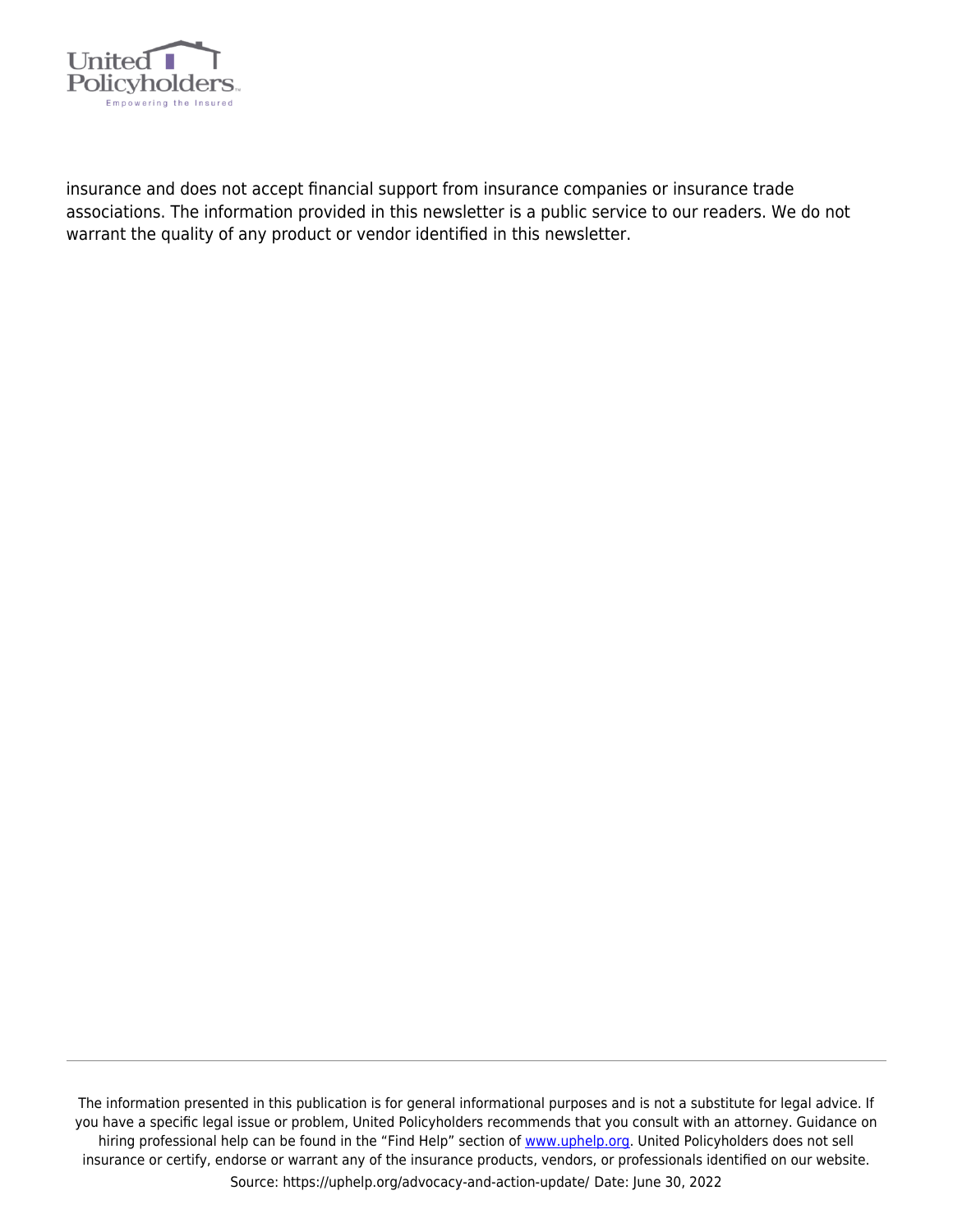insurance and does not accept financial support from insurance companies or insurance trade associations. The information provided in this newsletter is a public service to our readers. We do not warrant the quality of any product or vendor identified in this newsletter.